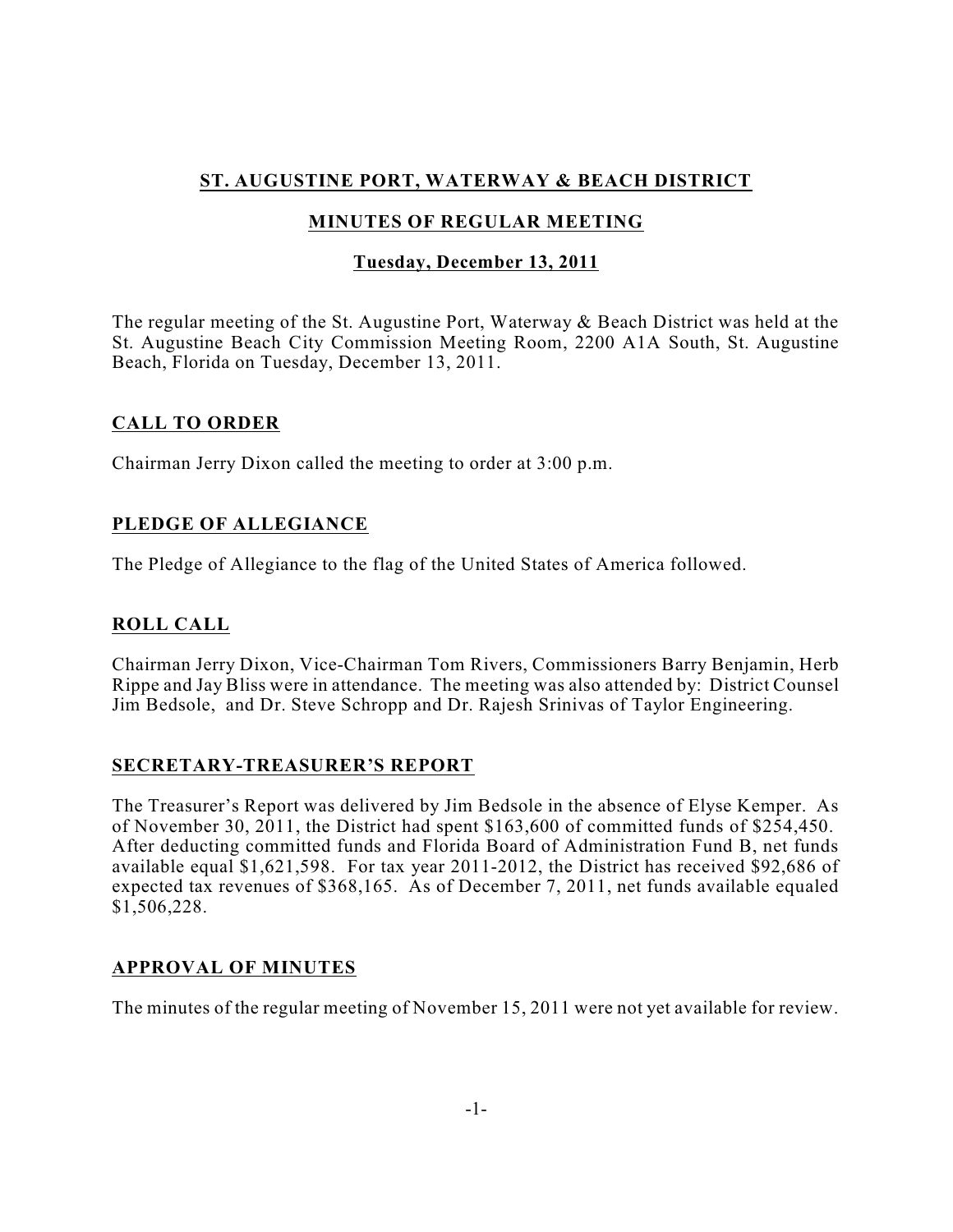# ST. AUGUSTINE PORT, WATERWAY & BEACH DISTRICT

## MINUTES OF REGULAR MEETING

### Tuesday, December 13, 2011

The regular meeting of the St. Augustine Port, Waterway & Beach District was held at the St. Augustine Beach City Commission Meeting Room, 2200 A1A South, St. Augustine Beach, Florida on Tuesday, December 13, 2011.

## CALL TO ORDER

Chairman Jerry Dixon called the meeting to order at 3:00 p.m.

## PLEDGE OF ALLEGIANCE

The Pledge of Allegiance to the flag of the United States of America followed.

## ROLL CALL

Chairman Jerry Dixon, Vice-Chairman Tom Rivers, Commissioners Barry Benjamin, Herb Rippe and Jay Bliss were in attendance. The meeting was also attended by: District Counsel Jim Bedsole, and Dr. Steve Schropp and Dr. Rajesh Srinivas of Taylor Engineering.

## SECRETARY-TREASURER'S REPORT

The Treasurer's Report was delivered by Jim Bedsole in the absence of Elyse Kemper. As of November 30, 2011, the District had spent $163,600 of committed funds of $254,450. After deducting committed funds and Florida Board of Administration Fund B, net funds available equal $1,621,598. For tax year 2011-2012, the District has received $92,686 of expected tax revenues of $368,165. As of December 7, 2011, net funds available equaled $1,506,228.

## APPROVAL OF MINUTES

The minutes of the regular meeting of November 15, 2011 were not yet available for review.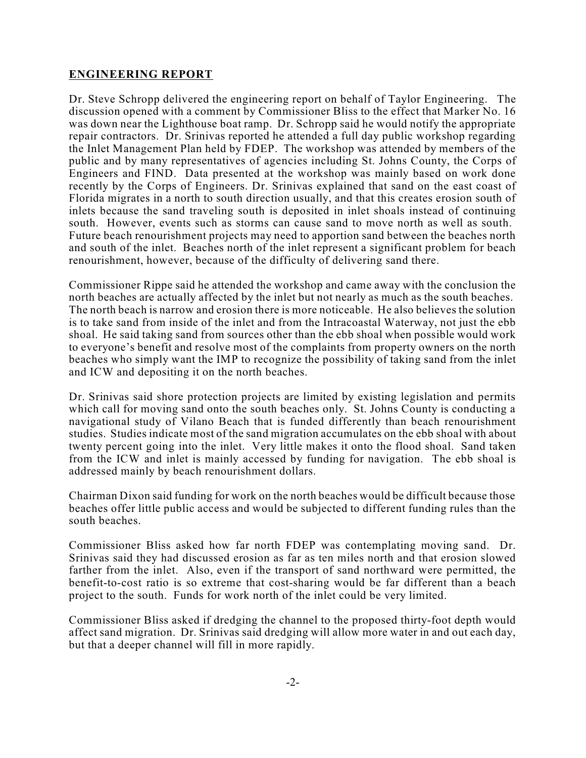## ENGINEERING REPORT

Dr. Steve Schropp delivered the engineering report on behalf of Taylor Engineering. The discussion opened with a comment by Commissioner Bliss to the effect that Marker No. 16 was down near the Lighthouse boat ramp. Dr. Schropp said he would notify the appropriate repair contractors. Dr. Srinivas reported he attended a full day public workshop regarding the Inlet Management Plan held by FDEP. The workshop was attended by members of the public and by many representatives of agencies including St. Johns County, the Corps of Engineers and FIND. Data presented at the workshop was mainly based on work done recently by the Corps of Engineers. Dr. Srinivas explained that sand on the east coast of Florida migrates in a north to south direction usually, and that this creates erosion south of inlets because the sand traveling south is deposited in inlet shoals instead of continuing south. However, events such as storms can cause sand to move north as well as south. Future beach renourishment projects may need to apportion sand between the beaches north and south of the inlet. Beaches north of the inlet represent a significant problem for beach renourishment, however, because of the difficulty of delivering sand there.

Commissioner Rippe said he attended the workshop and came away with the conclusion the north beaches are actually affected by the inlet but not nearly as much as the south beaches. The north beach is narrow and erosion there is more noticeable. He also believes the solution is to take sand from inside of the inlet and from the Intracoastal Waterway, not just the ebb shoal. He said taking sand from sources other than the ebb shoal when possible would work to everyone's benefit and resolve most of the complaints from property owners on the north beaches who simply want the IMP to recognize the possibility of taking sand from the inlet and ICW and depositing it on the north beaches.

Dr. Srinivas said shore protection projects are limited by existing legislation and permits which call for moving sand onto the south beaches only. St. Johns County is conducting a navigational study of Vilano Beach that is funded differently than beach renourishment studies. Studies indicate most of the sand migration accumulates on the ebb shoal with about twenty percent going into the inlet. Very little makes it onto the flood shoal. Sand taken from the ICW and inlet is mainly accessed by funding for navigation. The ebb shoal is addressed mainly by beach renourishment dollars.

Chairman Dixon said funding for work on the north beaches would be difficult because those beaches offer little public access and would be subjected to different funding rules than the south beaches.

Commissioner Bliss asked how far north FDEP was contemplating moving sand. Dr. Srinivas said they had discussed erosion as far as ten miles north and that erosion slowed farther from the inlet. Also, even if the transport of sand northward were permitted, the benefit-to-cost ratio is so extreme that cost-sharing would be far different than a beach project to the south. Funds for work north of the inlet could be very limited.

Commissioner Bliss asked if dredging the channel to the proposed thirty-foot depth would affect sand migration. Dr. Srinivas said dredging will allow more water in and out each day, but that a deeper channel will fill in more rapidly.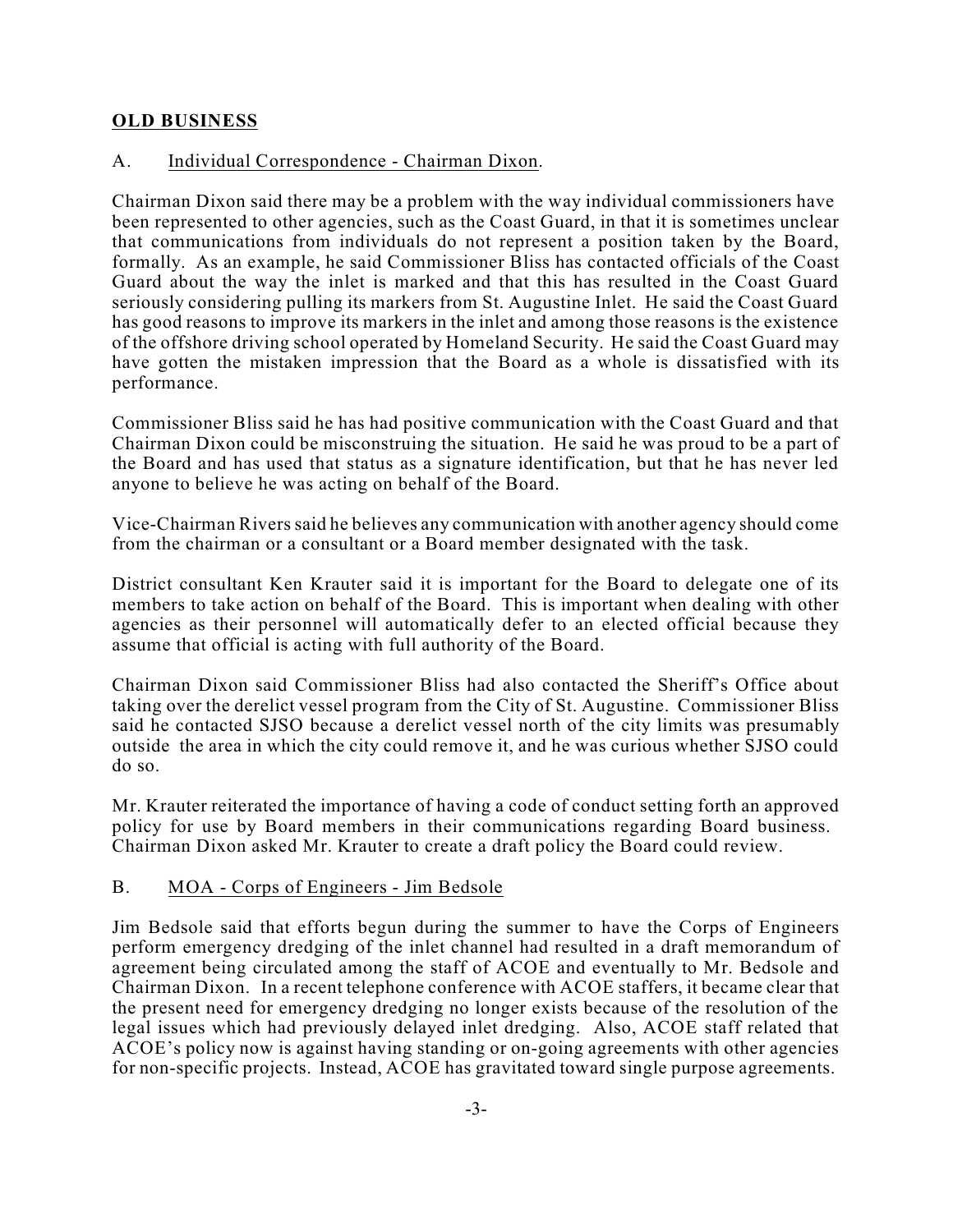## OLD BUSINESS

A. Individual Correspondence - Chairman Dixon.

Chairman Dixon said there may be a problem with the way individual commissioners have been represented to other agencies, such as the Coast Guard, in that it is sometimes unclear that communications from individuals do not represent a position taken by the Board, formally. As an example, he said Commissioner Bliss has contacted officials of the Coast Guard about the way the inlet is marked and that this has resulted in the Coast Guard seriously considering pulling its markers from St. Augustine Inlet. He said the Coast Guard has good reasons to improve its markers in the inlet and among those reasons is the existence of the offshore driving school operated by Homeland Security. He said the Coast Guard may have gotten the mistaken impression that the Board as a whole is dissatisfied with its performance.

Commissioner Bliss said he has had positive communication with the Coast Guard and that Chairman Dixon could be misconstruing the situation. He said he was proud to be a part of the Board and has used that status as a signature identification, but that he has never led anyone to believe he was acting on behalf of the Board.

Vice-Chairman Rivers said he believes any communication with another agency should come from the chairman or a consultant or a Board member designated with the task.

District consultant Ken Krauter said it is important for the Board to delegate one of its members to take action on behalf of the Board. This is important when dealing with other agencies as their personnel will automatically defer to an elected official because they assume that official is acting with full authority of the Board.

Chairman Dixon said Commissioner Bliss had also contacted the Sheriff's Office about taking over the derelict vessel program from the City of St. Augustine. Commissioner Bliss said he contacted SJSO because a derelict vessel north of the city limits was presumably outside the area in which the city could remove it, and he was curious whether SJSO could do so.

Mr. Krauter reiterated the importance of having a code of conduct setting forth an approved policy for use by Board members in their communications regarding Board business. Chairman Dixon asked Mr. Krauter to create a draft policy the Board could review.

B. MOA - Corps of Engineers - Jim Bedsole

Jim Bedsole said that efforts begun during the summer to have the Corps of Engineers perform emergency dredging of the inlet channel had resulted in a draft memorandum of agreement being circulated among the staff of ACOE and eventually to Mr. Bedsole and Chairman Dixon. In a recent telephone conference with ACOE staffers, it became clear that the present need for emergency dredging no longer exists because of the resolution of the legal issues which had previously delayed inlet dredging. Also, ACOE staff related that ACOE's policy now is against having standing or on-going agreements with other agencies for non-specific projects. Instead, ACOE has gravitated toward single purpose agreements.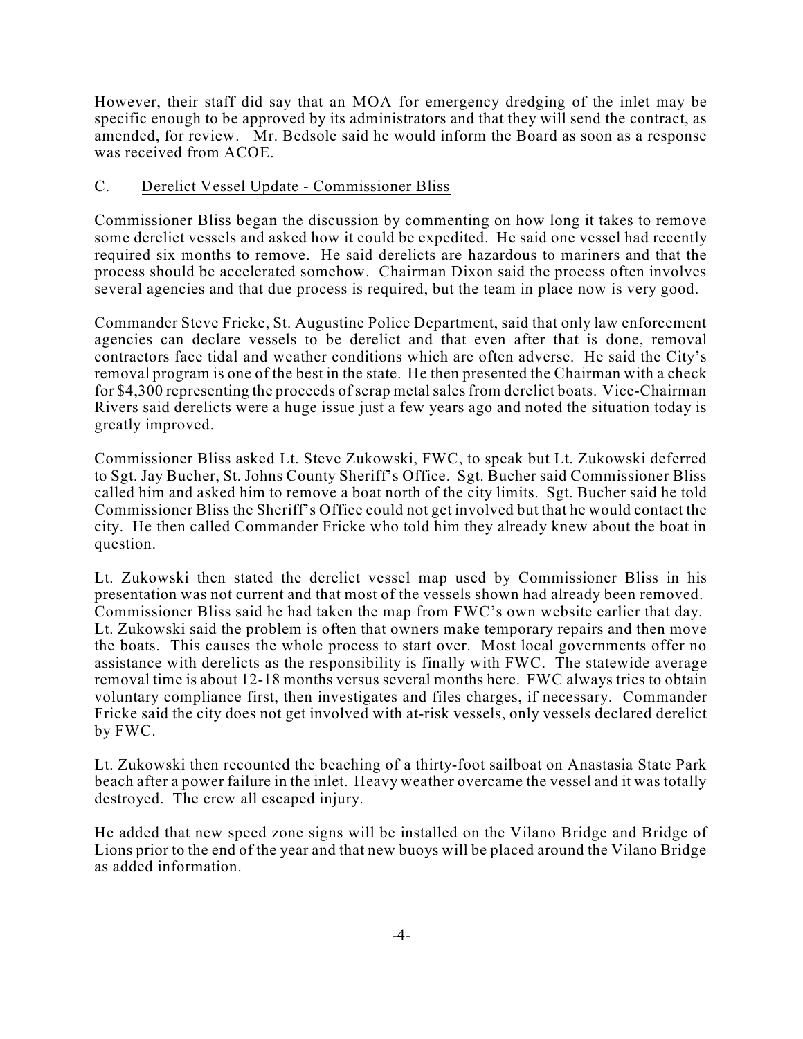However, their staff did say that an MOA for emergency dredging of the inlet may be specific enough to be approved by its administrators and that they will send the contract, as amended, for review. Mr. Bedsole said he would inform the Board as soon as a response was received from ACOE.

C. Derelict Vessel Update - Commissioner Bliss

Commissioner Bliss began the discussion by commenting on how long it takes to remove some derelict vessels and asked how it could be expedited. He said one vessel had recently required six months to remove. He said derelicts are hazardous to mariners and that the process should be accelerated somehow. Chairman Dixon said the process often involves several agencies and that due process is required, but the team in place now is very good.

Commander Steve Fricke, St. Augustine Police Department, said that only law enforcement agencies can declare vessels to be derelict and that even after that is done, removal contractors face tidal and weather conditions which are often adverse. He said the City's removal program is one of the best in the state. He then presented the Chairman with a check for $4,300 representing the proceeds of scrap metal sales from derelict boats. Vice-Chairman Rivers said derelicts were a huge issue just a few years ago and noted the situation today is greatly improved.

Commissioner Bliss asked Lt. Steve Zukowski, FWC, to speak but Lt. Zukowski deferred to Sgt. Jay Bucher, St. Johns County Sheriff's Office. Sgt. Bucher said Commissioner Bliss called him and asked him to remove a boat north of the city limits. Sgt. Bucher said he told Commissioner Bliss the Sheriff's Office could not get involved but that he would contact the city. He then called Commander Fricke who told him they already knew about the boat in question.

Lt. Zukowski then stated the derelict vessel map used by Commissioner Bliss in his presentation was not current and that most of the vessels shown had already been removed. Commissioner Bliss said he had taken the map from FWC's own website earlier that day. Lt. Zukowski said the problem is often that owners make temporary repairs and then move the boats. This causes the whole process to start over. Most local governments offer no assistance with derelicts as the responsibility is finally with FWC. The statewide average removal time is about 12-18 months versus several months here. FWC always tries to obtain voluntary compliance first, then investigates and files charges, if necessary. Commander Fricke said the city does not get involved with at-risk vessels, only vessels declared derelict by FWC.

Lt. Zukowski then recounted the beaching of a thirty-foot sailboat on Anastasia State Park beach after a power failure in the inlet. Heavy weather overcame the vessel and it was totally destroyed. The crew all escaped injury.

He added that new speed zone signs will be installed on the Vilano Bridge and Bridge of Lions prior to the end of the year and that new buoys will be placed around the Vilano Bridge as added information.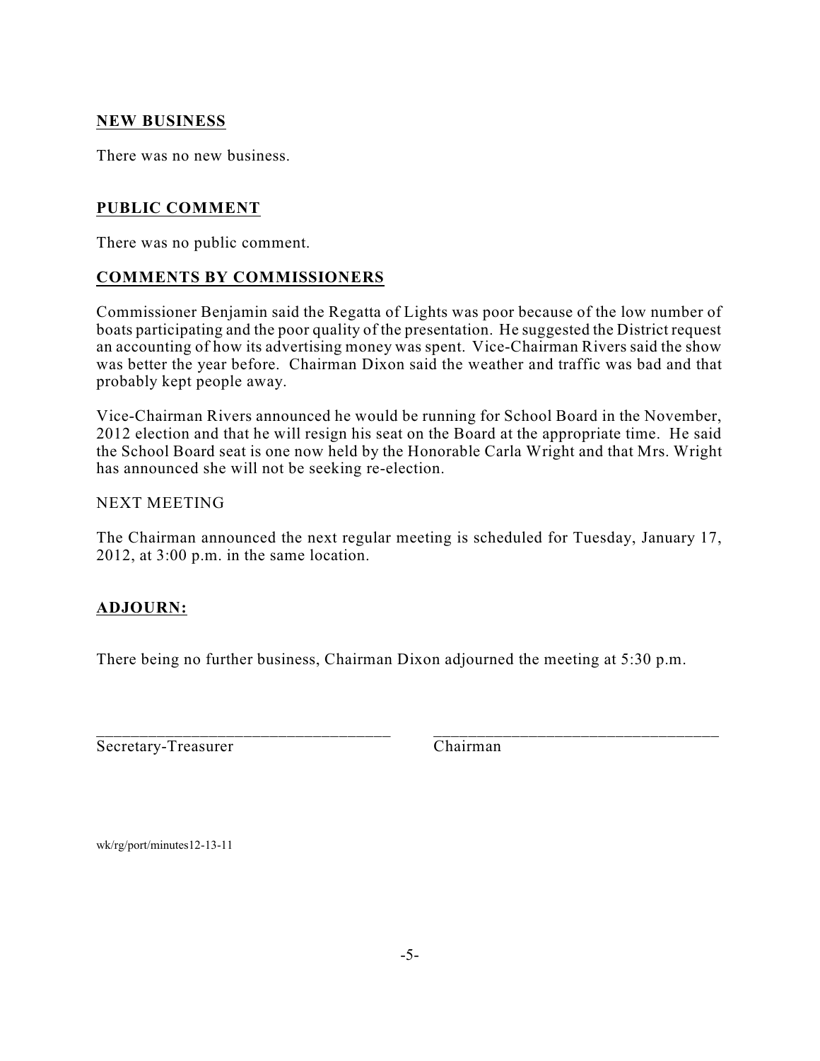## NEW BUSINESS

There was no new business.

## PUBLIC COMMENT

There was no public comment.

## COMMENTS BY COMMISSIONERS

Commissioner Benjamin said the Regatta of Lights was poor because of the low number of boats participating and the poor quality of the presentation. He suggested the District request an accounting of how its advertising money was spent. Vice-Chairman Rivers said the show was better the year before. Chairman Dixon said the weather and traffic was bad and that probably kept people away.

Vice-Chairman Rivers announced he would be running for School Board in the November, 2012 election and that he will resign his seat on the Board at the appropriate time. He said the School Board seat is one now held by the Honorable Carla Wright and that Mrs. Wright has announced she will not be seeking re-election.

NEXT MEETING

The Chairman announced the next regular meeting is scheduled for Tuesday, January 17, 2012, at 3:00 p.m. in the same location.

## ADJOURN:

There being no further business, Chairman Dixon adjourned the meeting at 5:30 p.m.

\_\_\_\_\_\_\_\_\_\_\_\_\_\_\_\_\_\_\_\_\_\_\_\_\_\_\_\_\_\_\_\_\_\_\_\_ \_\_\_\_\_\_\_\_\_\_\_\_\_\_\_\_\_\_\_\_\_\_\_\_\_\_\_\_\_\_\_\_\_\_\_\_

Secretary-Treasurer Chairman

wk/rg/port/minutes12-13-11